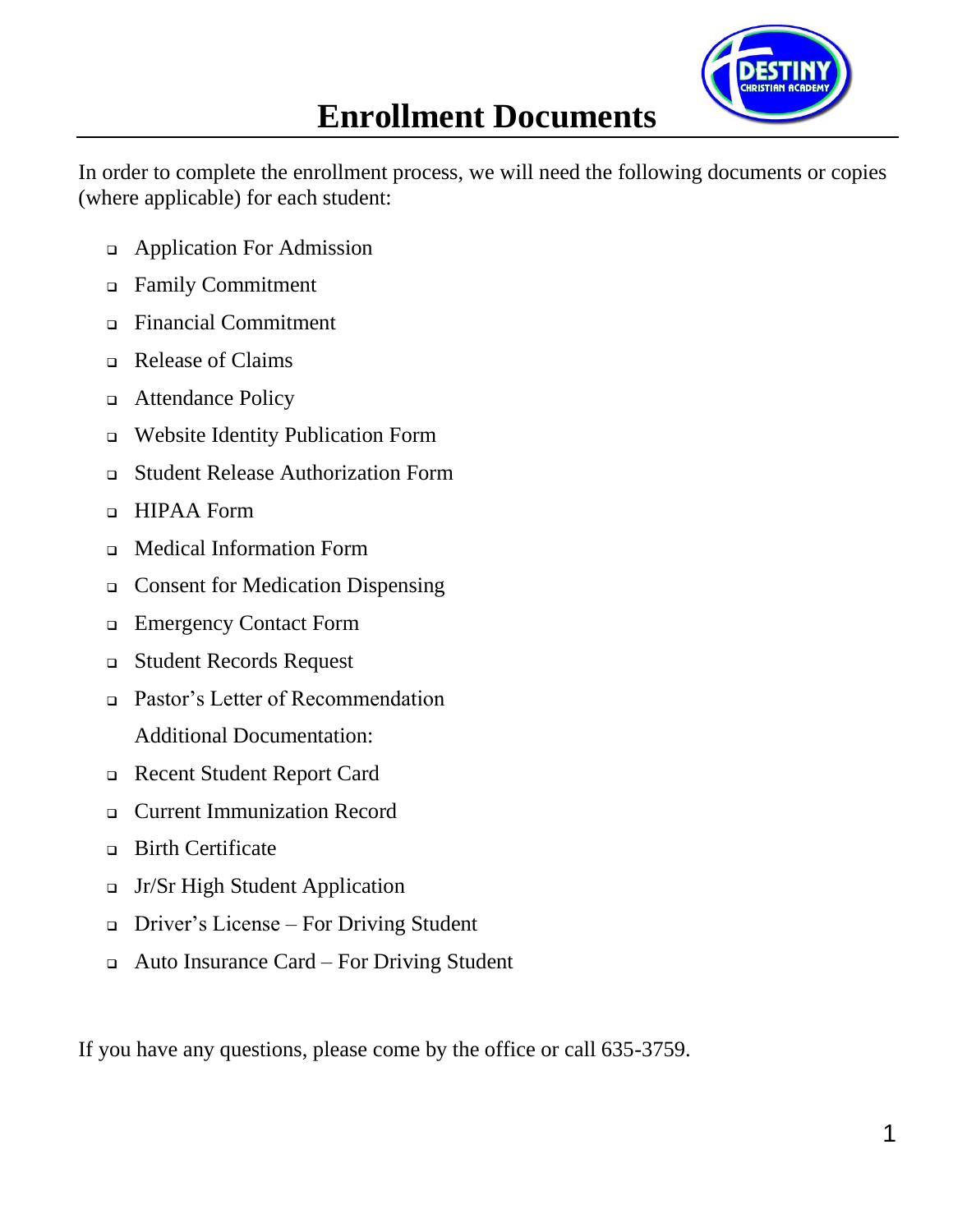# Enrollment Documents

In order to complete the enrollment process, we will need the following documents or copies (where applicable) for each student:

- Application For Admission
- Family Commitment
- Financial Commitment
- Release of Claims
- Attendance Policy
- Website Identity Publication Form
- Student Release Authorization Form
- HIPAA Form
- Medical Information Form
- Consent for Medication Dispensing
- Emergency Contact Form
- Student Records Request
- Pastor's Letter of Recommendation

Additional Documentation:

- Recent Student Report Card
- Current Immunization Record
- Birth Certificate
- Jr/Sr High Student Application
- Driver's License – For Driving Student
- Auto Insurance Card – For Driving Student

If you have any questions, please come by the office or call 635-3759.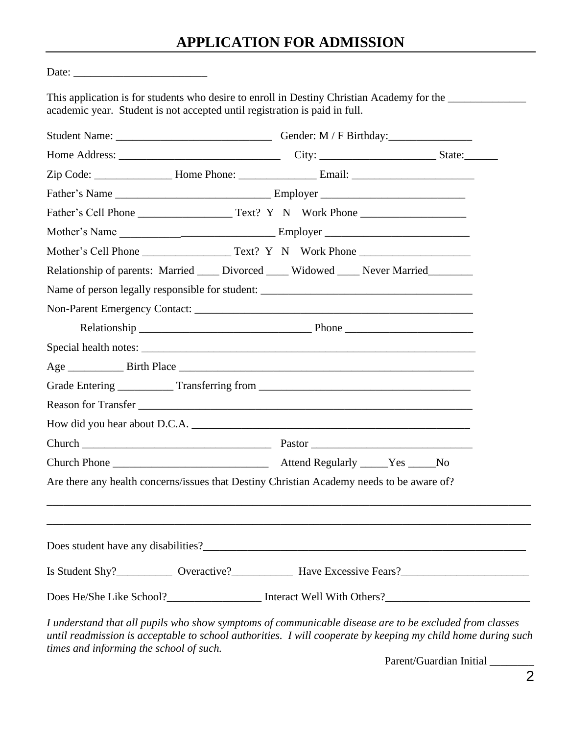# APPLICATION FOR ADMISSION

Date: ________________________

This application is for students who desire to enroll in Destiny Christian Academy for the ______________ academic year. Student is not accepted until registration is paid in full.

Student Name: ____________________________ Gender: M / F Birthday:_______________

Home Address: _____________________________ City: _____________________ State:______

Zip Code: ______________ Home Phone: ______________ Email: ______________________

Father's Name ___________________________ Employer _________________________

Father's Cell Phone _________________ Text? Y N Work Phone ___________________

Mother's Name ___________________________ Employer __________________________

Mother's Cell Phone ________________ Text? Y N Work Phone ____________________

Relationship of parents: Married ____ Divorced ____ Widowed ____ Never Married________

Name of person legally responsible for student: _____________________________________

Non-Parent Emergency Contact: __________________________________________________

Relationship _______________________________ Phone _______________________

Special health notes: ______________________________________________________________

Age __________ Birth Place _________________________________________________________

Grade Entering __________ Transferring from ______________________________________

Reason for Transfer ________________________________________________________________

How did you hear about D.C.A. ____________________________________________________

Church __________________________________ Pastor _____________________________

Church Phone ____________________________ Attend Regularly _____Yes _____No

Are there any health concerns/issues that Destiny Christian Academy needs to be aware of?

_____________________________________________________________________________________

_____________________________________________________________________________________

Does student have any disabilities?___________________________________________________

Is Student Shy?__________ Overactive?___________ Have Excessive Fears?_______________________

Does He/She Like School?_________________ Interact Well With Others?__________________________

*I understand that all pupils who show symptoms of communicable disease are to be excluded from classes until readmission is acceptable to school authorities. I will cooperate by keeping my child home during such times and informing the school of such.*

Parent/Guardian Initial ________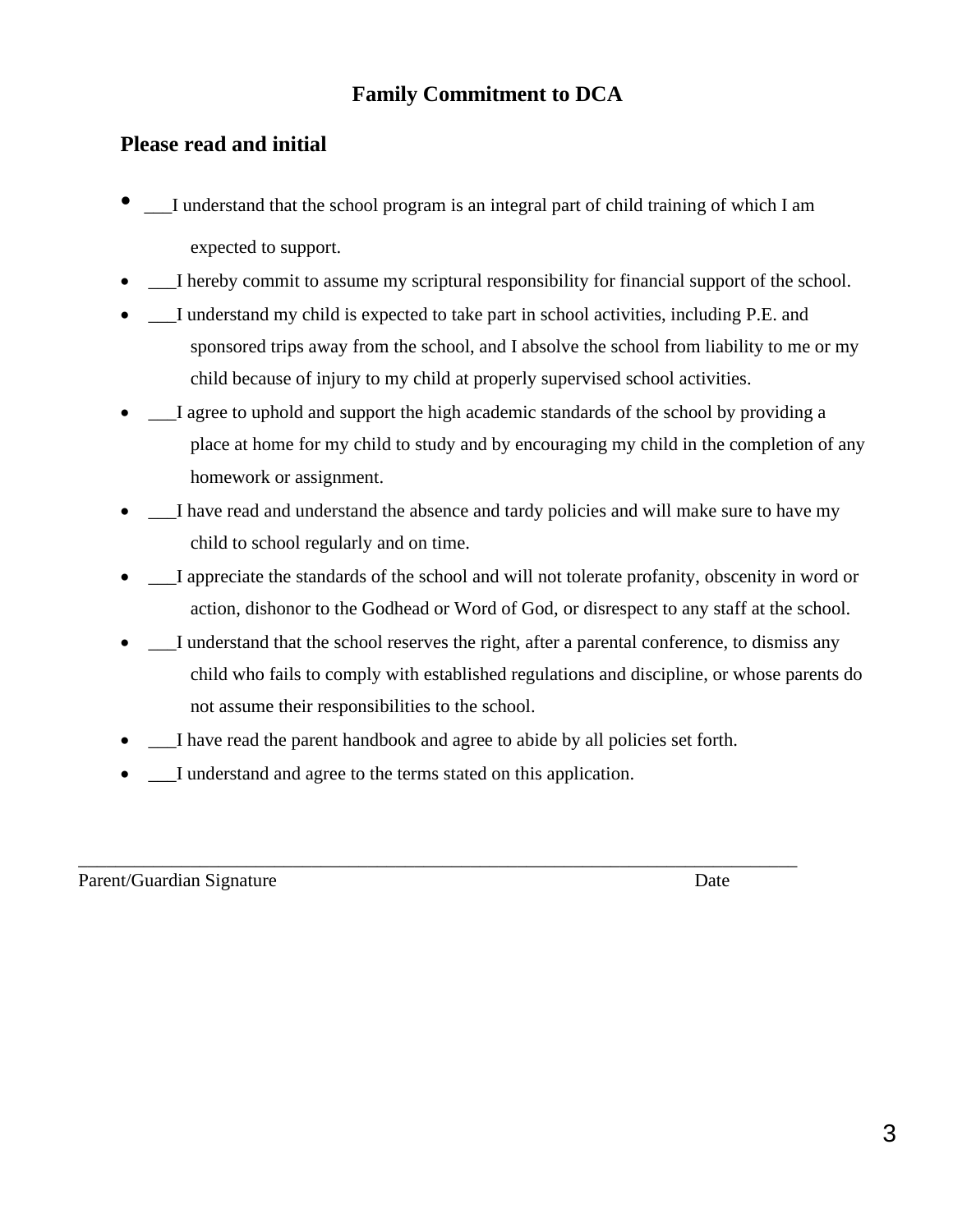# Family Commitment to DCA

## Please read and initial

- ___I understand that the school program is an integral part of child training of which I am expected to support.
- ___I hereby commit to assume my scriptural responsibility for financial support of the school.
- ___I understand my child is expected to take part in school activities, including P.E. and sponsored trips away from the school, and I absolve the school from liability to me or my child because of injury to my child at properly supervised school activities.
- ___I agree to uphold and support the high academic standards of the school by providing a place at home for my child to study and by encouraging my child in the completion of any homework or assignment.
- ___I have read and understand the absence and tardy policies and will make sure to have my child to school regularly and on time.
- ___I appreciate the standards of the school and will not tolerate profanity, obscenity in word or action, dishonor to the Godhead or Word of God, or disrespect to any staff at the school.
- ___I understand that the school reserves the right, after a parental conference, to dismiss any child who fails to comply with established regulations and discipline, or whose parents do not assume their responsibilities to the school.
- ___I have read the parent handbook and agree to abide by all policies set forth.
- ___I understand and agree to the terms stated on this application.

_______________________________________________________________________________

Parent/Guardian Signature                                                                                    Date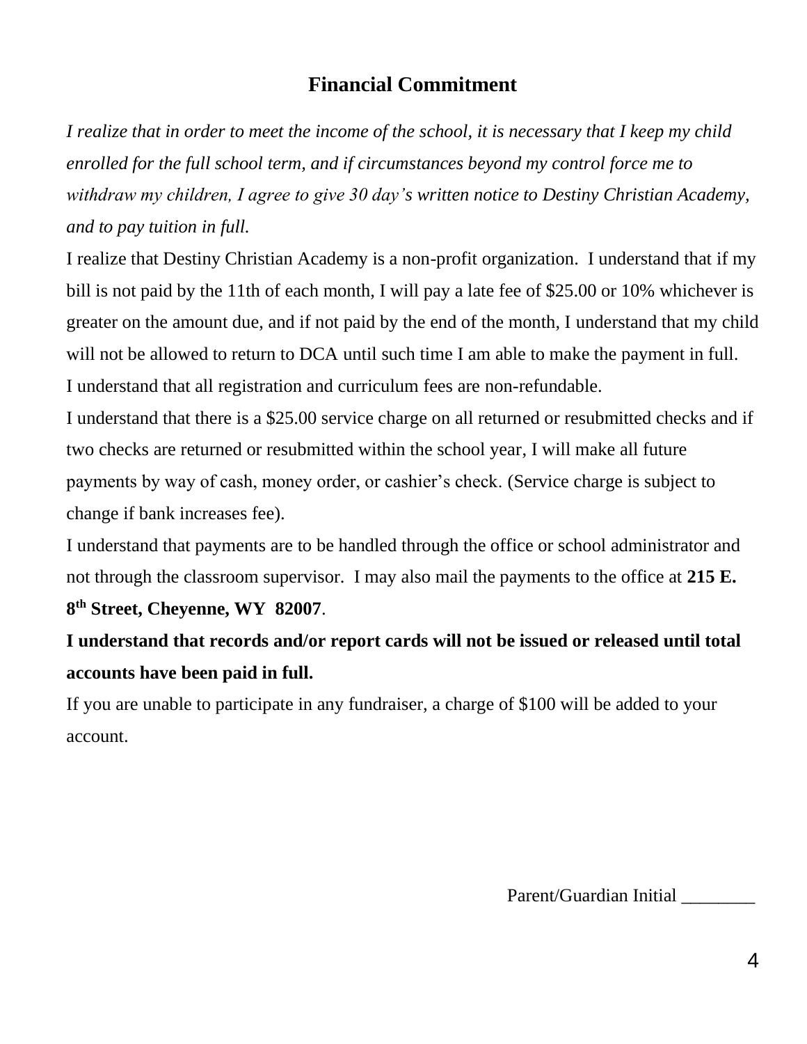## Financial Commitment

*I realize that in order to meet the income of the school, it is necessary that I keep my child enrolled for the full school term, and if circumstances beyond my control force me to withdraw my children, I agree to give 30 day's written notice to Destiny Christian Academy, and to pay tuition in full.*

I realize that Destiny Christian Academy is a non-profit organization. I understand that if my bill is not paid by the 11th of each month, I will pay a late fee of $25.00 or 10% whichever is greater on the amount due, and if not paid by the end of the month, I understand that my child will not be allowed to return to DCA until such time I am able to make the payment in full.

I understand that all registration and curriculum fees are non-refundable.

I understand that there is a $25.00 service charge on all returned or resubmitted checks and if two checks are returned or resubmitted within the school year, I will make all future payments by way of cash, money order, or cashier's check. (Service charge is subject to change if bank increases fee).

I understand that payments are to be handled through the office or school administrator and not through the classroom supervisor. I may also mail the payments to the office at **215 E. 8th Street, Cheyenne, WY 82007**.

**I understand that records and/or report cards will not be issued or released until total accounts have been paid in full.**

If you are unable to participate in any fundraiser, a charge of $100 will be added to your account.

Parent/Guardian Initial ________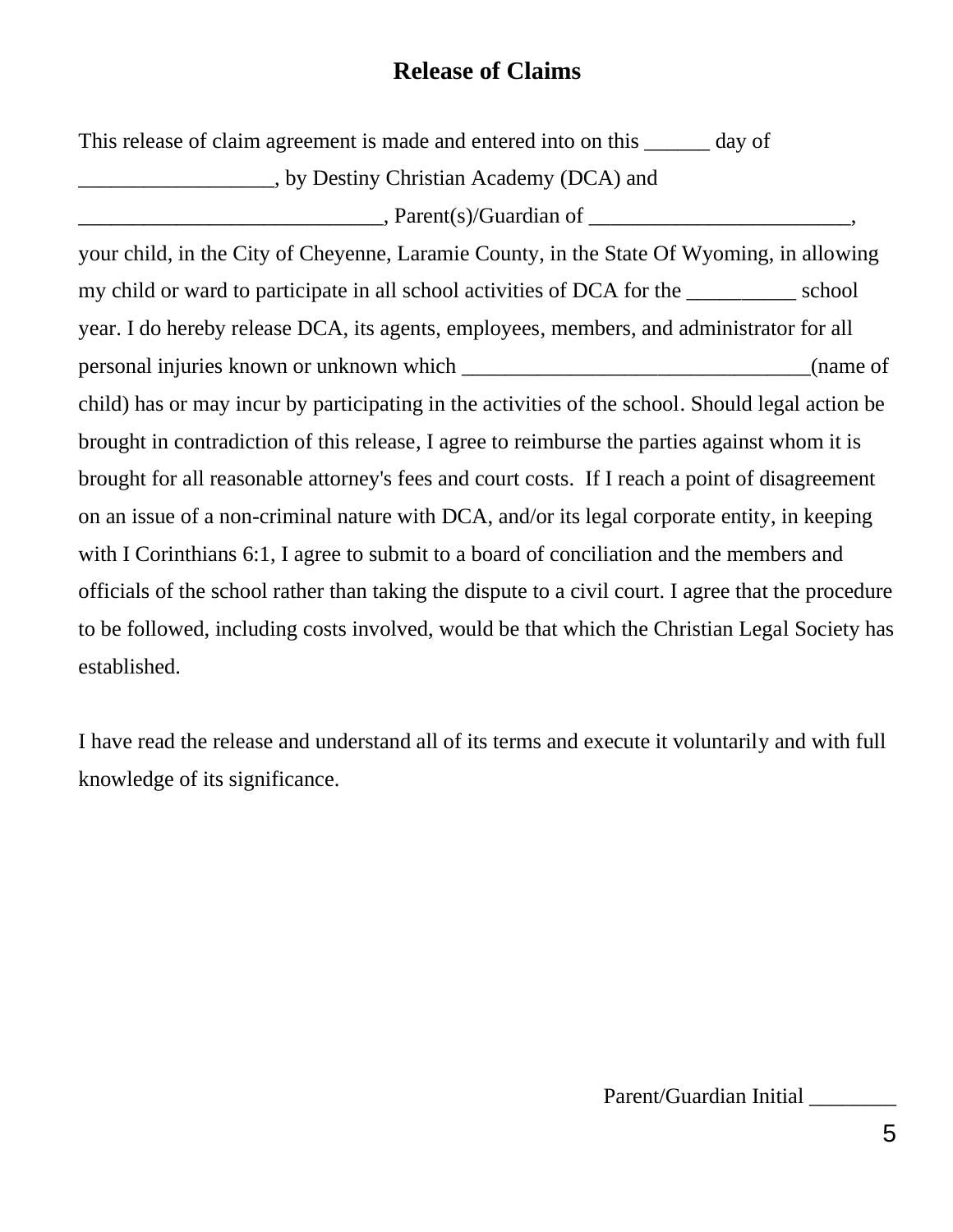# Release of Claims

This release of claim agreement is made and entered into on this ______ day of __________________, by Destiny Christian Academy (DCA) and ____________________________, Parent(s)/Guardian of ________________________, your child, in the City of Cheyenne, Laramie County, in the State Of Wyoming, in allowing my child or ward to participate in all school activities of DCA for the __________ school year. I do hereby release DCA, its agents, employees, members, and administrator for all personal injuries known or unknown which ________________________________(name of child) has or may incur by participating in the activities of the school. Should legal action be brought in contradiction of this release, I agree to reimburse the parties against whom it is brought for all reasonable attorney's fees and court costs. If I reach a point of disagreement on an issue of a non-criminal nature with DCA, and/or its legal corporate entity, in keeping with I Corinthians 6:1, I agree to submit to a board of conciliation and the members and officials of the school rather than taking the dispute to a civil court. I agree that the procedure to be followed, including costs involved, would be that which the Christian Legal Society has established.

I have read the release and understand all of its terms and execute it voluntarily and with full knowledge of its significance.

Parent/Guardian Initial ________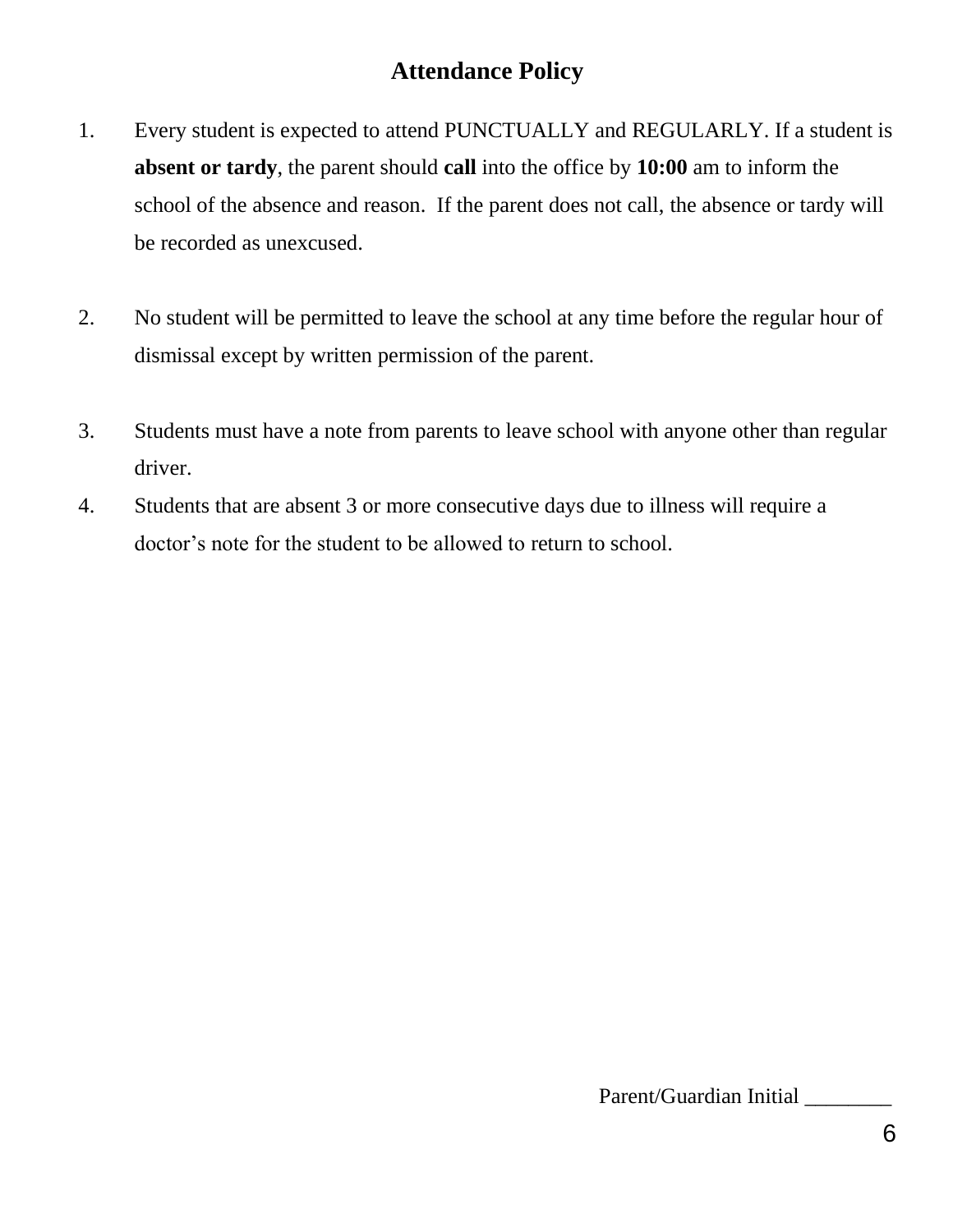# Attendance Policy

1. Every student is expected to attend PUNCTUALLY and REGULARLY. If a student is **absent or tardy**, the parent should **call** into the office by **10:00** am to inform the school of the absence and reason. If the parent does not call, the absence or tardy will be recorded as unexcused.

2. No student will be permitted to leave the school at any time before the regular hour of dismissal except by written permission of the parent.

3. Students must have a note from parents to leave school with anyone other than regular driver.

4. Students that are absent 3 or more consecutive days due to illness will require a doctor's note for the student to be allowed to return to school.

Parent/Guardian Initial ________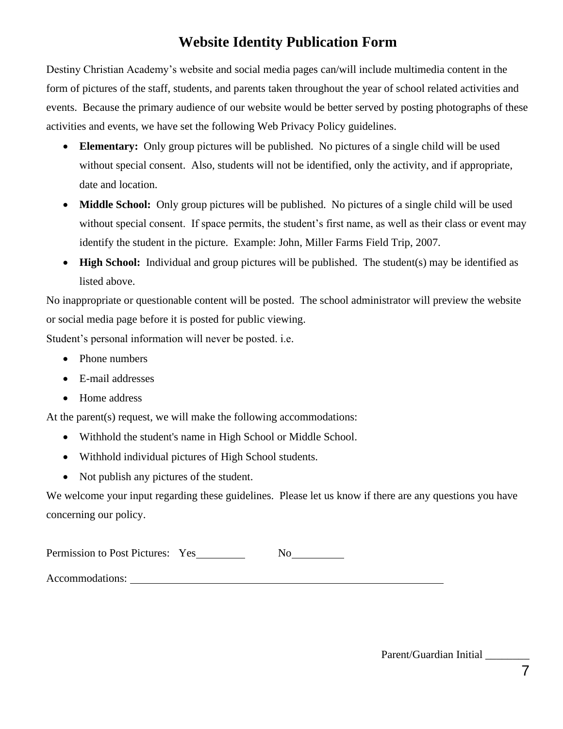# Website Identity Publication Form

Destiny Christian Academy's website and social media pages can/will include multimedia content in the form of pictures of the staff, students, and parents taken throughout the year of school related activities and events. Because the primary audience of our website would be better served by posting photographs of these activities and events, we have set the following Web Privacy Policy guidelines.

- **Elementary:** Only group pictures will be published. No pictures of a single child will be used without special consent. Also, students will not be identified, only the activity, and if appropriate, date and location.
- **Middle School:** Only group pictures will be published. No pictures of a single child will be used without special consent. If space permits, the student's first name, as well as their class or event may identify the student in the picture. Example: John, Miller Farms Field Trip, 2007.
- **High School:** Individual and group pictures will be published. The student(s) may be identified as listed above.

No inappropriate or questionable content will be posted. The school administrator will preview the website or social media page before it is posted for public viewing.

Student's personal information will never be posted. i.e.

- Phone numbers
- E-mail addresses
- Home address

At the parent(s) request, we will make the following accommodations:

- Withhold the student's name in High School or Middle School.
- Withhold individual pictures of High School students.
- Not publish any pictures of the student.

We welcome your input regarding these guidelines. Please let us know if there are any questions you have concerning our policy.

Permission to Post Pictures: Yes__________ No__________

Accommodations: ____________________________________________________________

Parent/Guardian Initial ________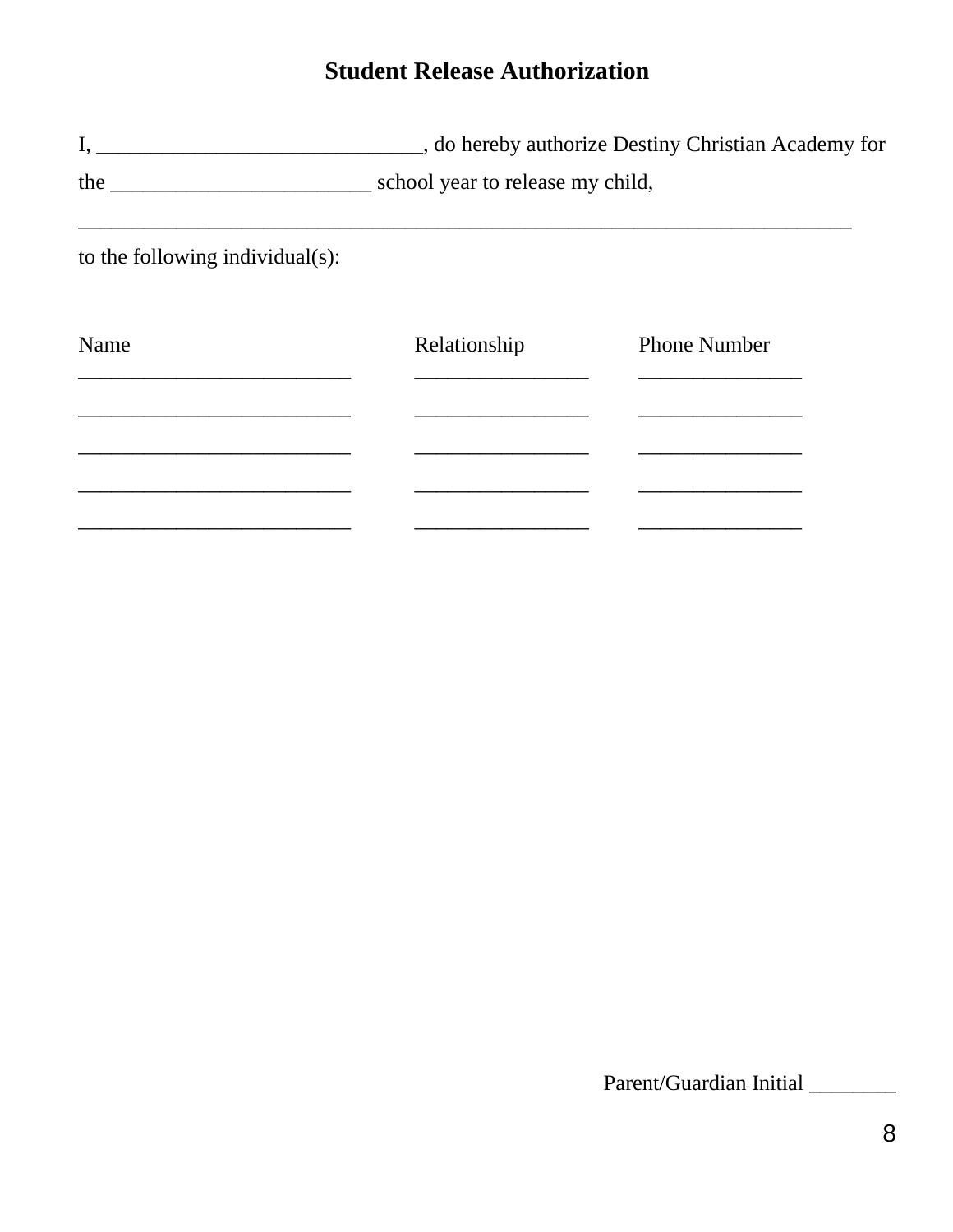# Student Release Authorization

I, ______________________________, do hereby authorize Destiny Christian Academy for the ________________________ school year to release my child,

__________________________________________________________________________

to the following individual(s):

| Name | Relationship | Phone Number |
| --- | --- | --- |
| __________________________ | ________________ | _______________ |
| __________________________ | ________________ | _______________ |
| __________________________ | ________________ | _______________ |
| __________________________ | ________________ | _______________ |
| __________________________ | ________________ | _______________ |

Parent/Guardian Initial ________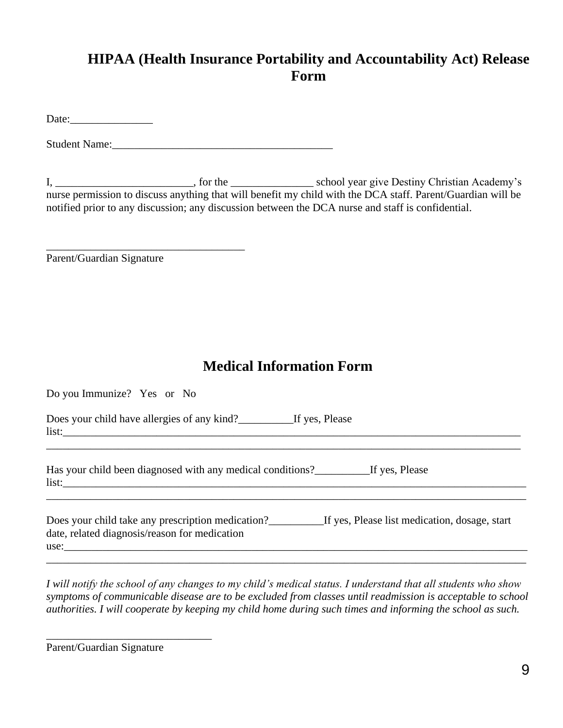# HIPAA (Health Insurance Portability and Accountability Act) Release Form

Date:_______________

Student Name:_________________________________________

I, _________________________, for the _______________ school year give Destiny Christian Academy's nurse permission to discuss anything that will benefit my child with the DCA staff. Parent/Guardian will be notified prior to any discussion; any discussion between the DCA nurse and staff is confidential.

_____________________________________
Parent/Guardian Signature

# Medical Information Form

Do you Immunize? Yes or No

Does your child have allergies of any kind?__________If yes, Please list:_____________________________________________________________________________________
_____________________________________________________________________________________

Has your child been diagnosed with any medical conditions?__________If yes, Please list:_____________________________________________________________________________________
_____________________________________________________________________________________

Does your child take any prescription medication?__________If yes, Please list medication, dosage, start date, related diagnosis/reason for medication use:_____________________________________________________________________________________
_____________________________________________________________________________________

*I will notify the school of any changes to my child's medical status. I understand that all students who show symptoms of communicable disease are to be excluded from classes until readmission is acceptable to school authorities. I will cooperate by keeping my child home during such times and informing the school as such.*

_______________________________
Parent/Guardian Signature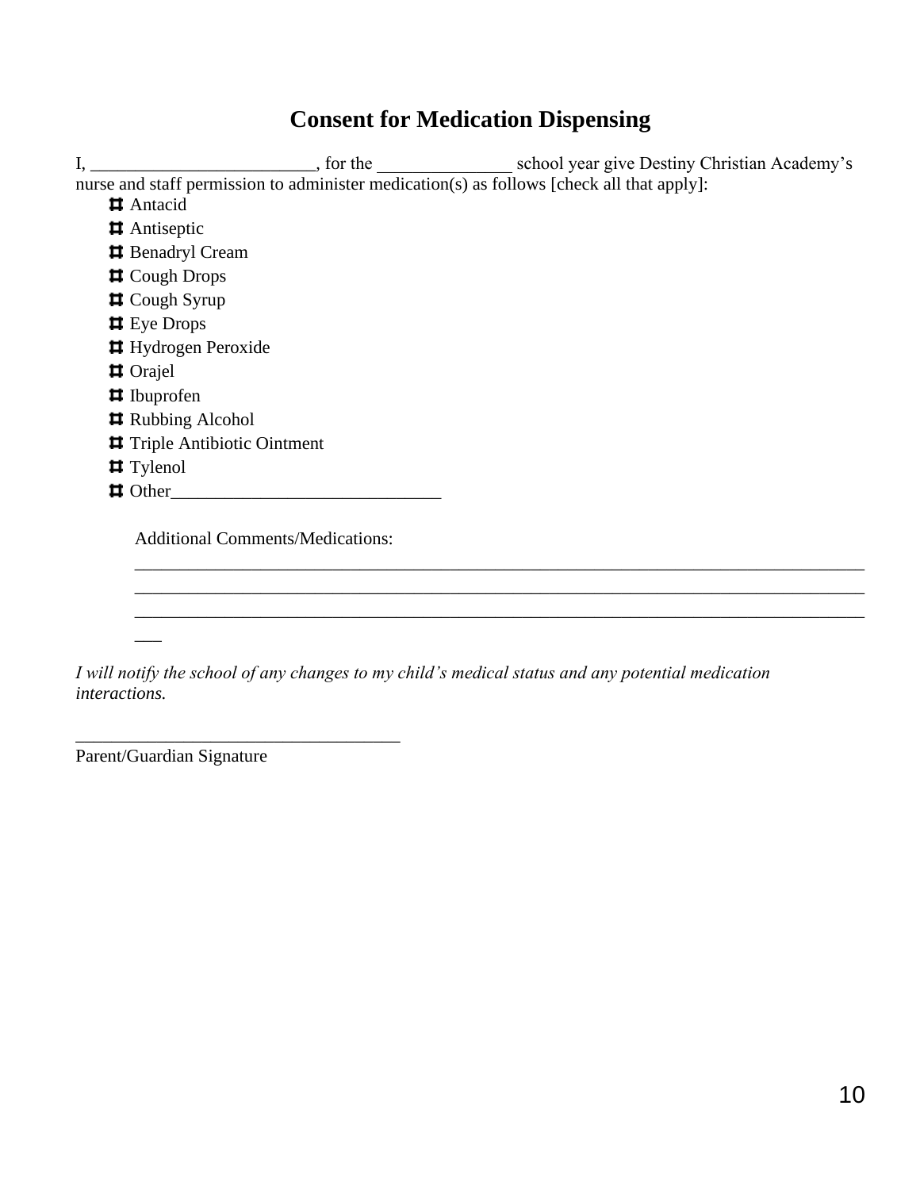# Consent for Medication Dispensing

I, _________________________, for the _______________ school year give Destiny Christian Academy's nurse and staff permission to administer medication(s) as follows [check all that apply]:

- ☐ Antacid
- ☐ Antiseptic
- ☐ Benadryl Cream
- ☐ Cough Drops
- ☐ Cough Syrup
- ☐ Eye Drops
- ☐ Hydrogen Peroxide
- ☐ Orajel
- ☐ Ibuprofen
- ☐ Rubbing Alcohol
- ☐ Triple Antibiotic Ointment
- ☐ Tylenol
- ☐ Other_____________________________

Additional Comments/Medications:

_________________________________________________________________________________
_________________________________________________________________________________
_________________________________________________________________________________
___

*I will notify the school of any changes to my child's medical status and any potential medication interactions.*

___________________________________

Parent/Guardian Signature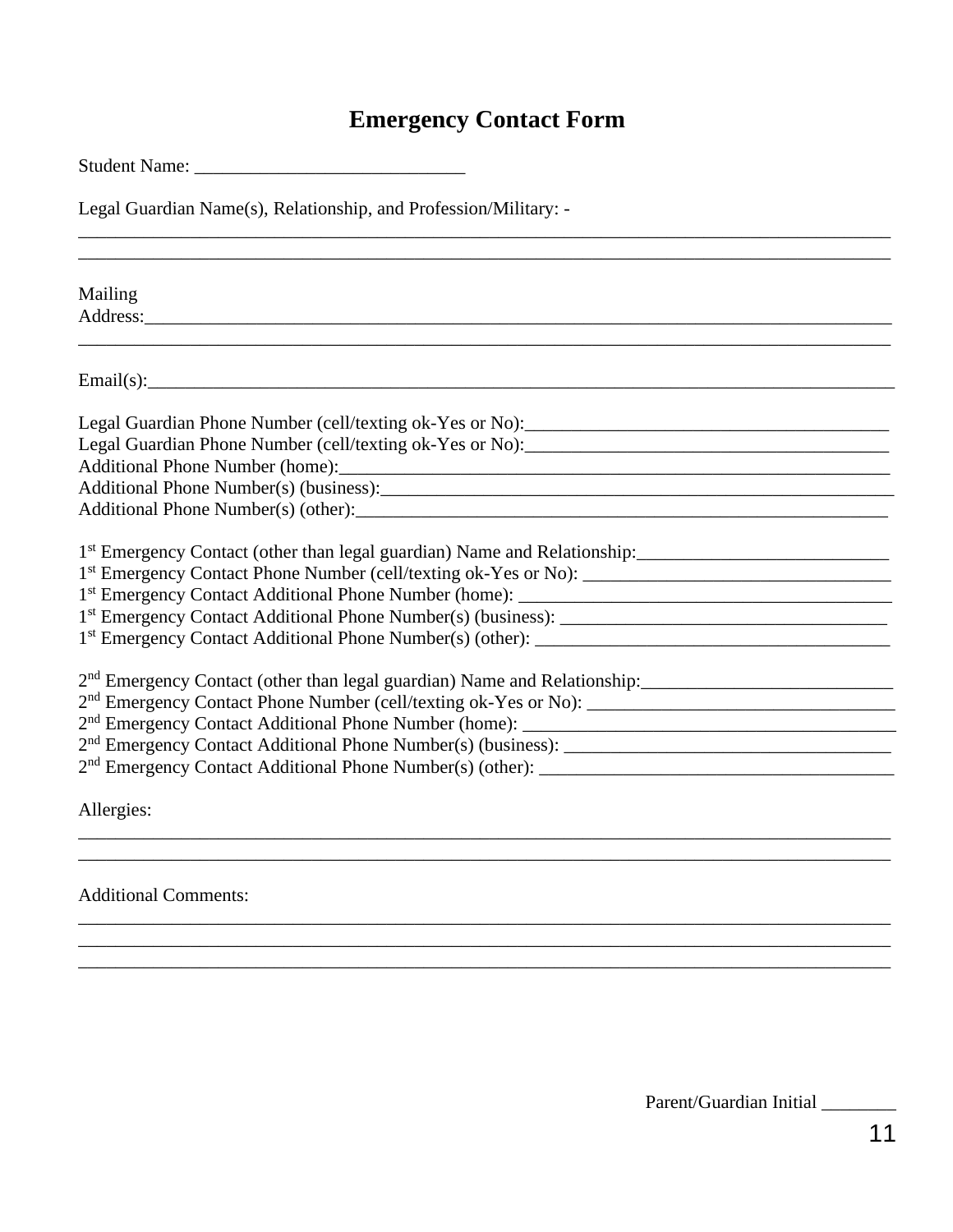# Emergency Contact Form

Student Name: _____________________________

Legal Guardian Name(s), Relationship, and Profession/Military: -

_____________________________________________________________________________________________

_____________________________________________________________________________________________

Mailing Address:_______________________________________________________________________________

_____________________________________________________________________________________________

Email(s):_____________________________________________________________________________________

Legal Guardian Phone Number (cell/texting ok-Yes or No):_______________________________________

Legal Guardian Phone Number (cell/texting ok-Yes or No):_______________________________________

Additional Phone Number (home):____________________________________________________________

Additional Phone Number(s) (business):_______________________________________________________

Additional Phone Number(s) (other):__________________________________________________________

1st Emergency Contact (other than legal guardian) Name and Relationship:___________________________

1st Emergency Contact Phone Number (cell/texting ok-Yes or No): ________________________________

1st Emergency Contact Additional Phone Number (home): ______________________________________

1st Emergency Contact Additional Phone Number(s) (business): __________________________________

1st Emergency Contact Additional Phone Number(s) (other): _____________________________________

2nd Emergency Contact (other than legal guardian) Name and Relationship:__________________________

2nd Emergency Contact Phone Number (cell/texting ok-Yes or No): ________________________________

2nd Emergency Contact Additional Phone Number (home): ______________________________________

2nd Emergency Contact Additional Phone Number(s) (business): __________________________________

2nd Emergency Contact Additional Phone Number(s) (other): _____________________________________

Allergies:

_____________________________________________________________________________________________

_____________________________________________________________________________________________

Additional Comments:

_____________________________________________________________________________________________

_____________________________________________________________________________________________

_____________________________________________________________________________________________

Parent/Guardian Initial ________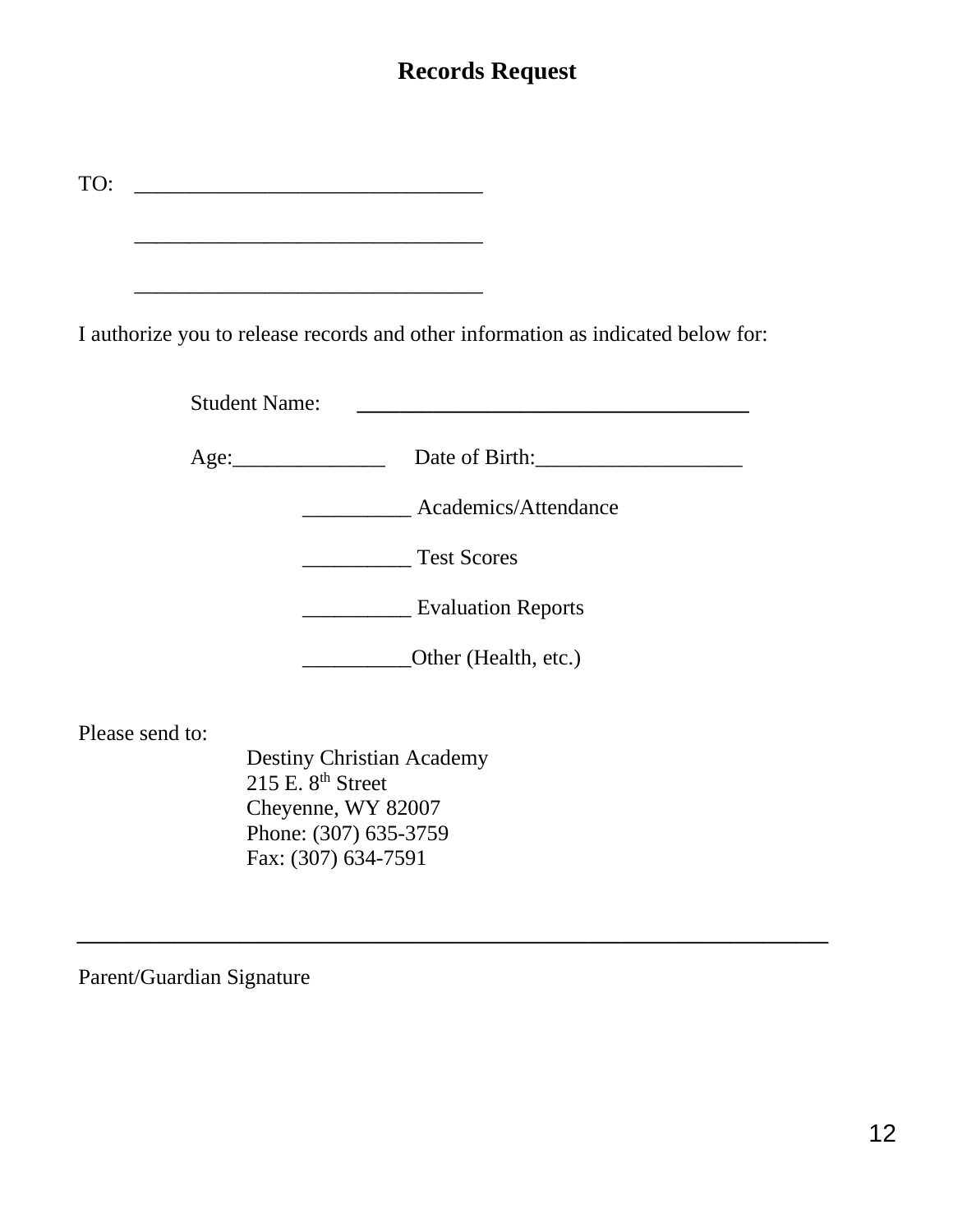# Records Request

TO: ________________________________

________________________________

________________________________

I authorize you to release records and other information as indicated below for:

Student Name: ____________________________________

Age:______________ Date of Birth:___________________

__________ Academics/Attendance

__________ Test Scores

__________ Evaluation Reports

__________Other (Health, etc.)

Please send to:

Destiny Christian Academy
215 E. 8th Street
Cheyenne, WY 82007
Phone: (307) 635-3759
Fax: (307) 634-7591

______________________________________________________________

Parent/Guardian Signature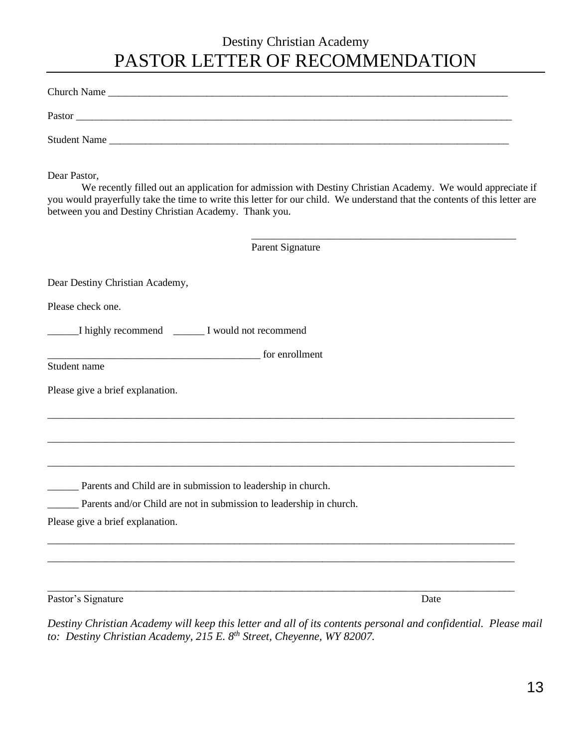Destiny Christian Academy

# PASTOR LETTER OF RECOMMENDATION

Church Name ___________________________________________________________________________

Pastor ________________________________________________________________________________

Student Name __________________________________________________________________________

Dear Pastor,

We recently filled out an application for admission with Destiny Christian Academy. We would appreciate if you would prayerfully take the time to write this letter for our child. We understand that the contents of this letter are between you and Destiny Christian Academy. Thank you.

_____________________________________________________

Parent Signature

Dear Destiny Christian Academy,

Please check one.

______I highly recommend ______ I would not recommend

_________________________________________ for enrollment

Student name

Please give a brief explanation.

_____________________________________________________________________________________________

_____________________________________________________________________________________________

_____________________________________________________________________________________________

______ Parents and Child are in submission to leadership in church.

______ Parents and/or Child are not in submission to leadership in church.

Please give a brief explanation.

_____________________________________________________________________________________________

_____________________________________________________________________________________________

_____________________________________________________________________________________________

Pastor's Signature Date

*Destiny Christian Academy will keep this letter and all of its contents personal and confidential. Please mail to: Destiny Christian Academy, 215 E. 8th Street, Cheyenne, WY 82007.*